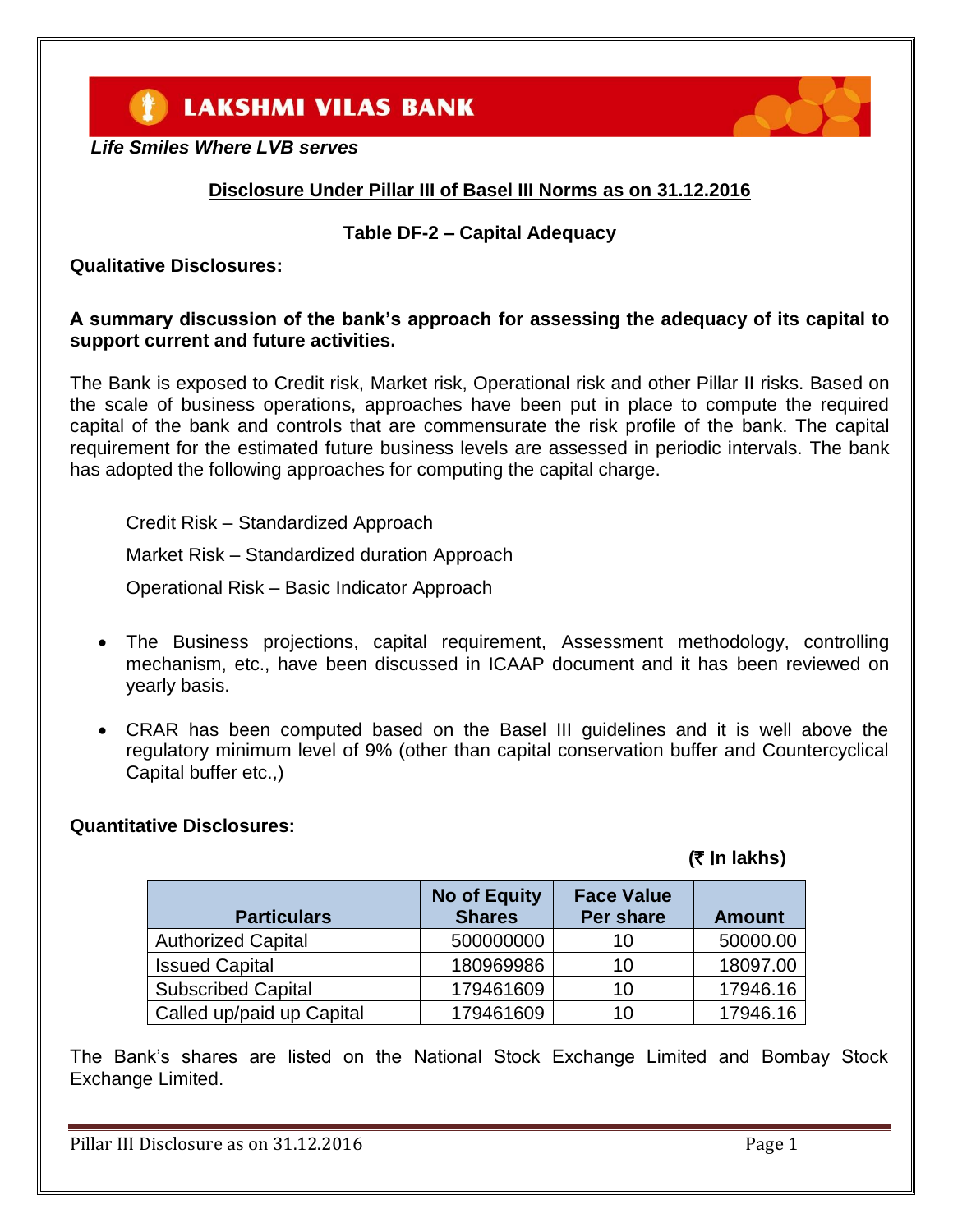LAKSHMI VILAS BANK

*Life Smiles Where LVB serves*

## Disclosure Under Pillar III of Basel III Norms as on 31.12.2016

### Table DF-2 – Capital Adequacy

**Qualitative Disclosures:**

**A summary discussion of the bank's approach for assessing the adequacy of its capital to support current and future activities.**

The Bank is exposed to Credit risk, Market risk, Operational risk and other Pillar II risks. Based on the scale of business operations, approaches have been put in place to compute the required capital of the bank and controls that are commensurate the risk profile of the bank. The capital requirement for the estimated future business levels are assessed in periodic intervals. The bank has adopted the following approaches for computing the capital charge.

Credit Risk – Standardized Approach

Market Risk – Standardized duration Approach

Operational Risk – Basic Indicator Approach

- The Business projections, capital requirement, Assessment methodology, controlling mechanism, etc., have been discussed in ICAAP document and it has been reviewed on yearly basis.
- CRAR has been computed based on the Basel III guidelines and it is well above the regulatory minimum level of 9% (other than capital conservation buffer and Countercyclical Capital buffer etc.,)

**Quantitative Disclosures:**

**(₹ In lakhs)**

| Particulars | No of Equity Shares | Face Value Per share | Amount |
|---|---|---|---|
| Authorized Capital | 500000000 | 10 | 50000.00 |
| Issued Capital | 180969986 | 10 | 18097.00 |
| Subscribed Capital | 179461609 | 10 | 17946.16 |
| Called up/paid up Capital | 179461609 | 10 | 17946.16 |

The Bank's shares are listed on the National Stock Exchange Limited and Bombay Stock Exchange Limited.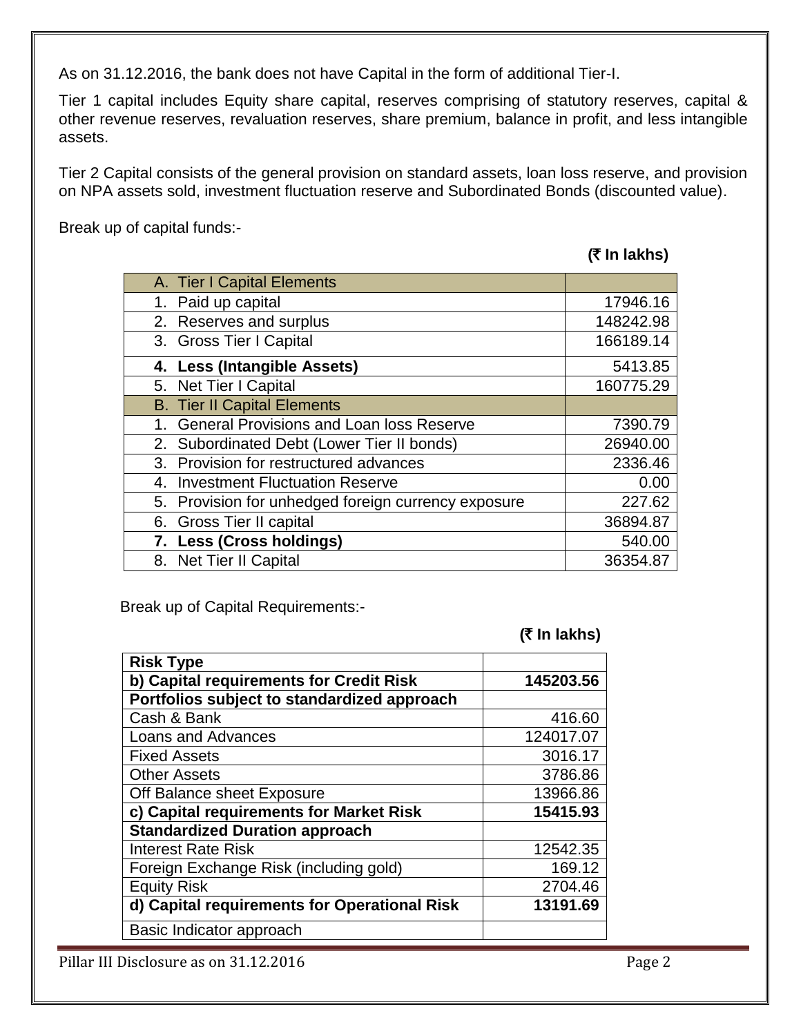As on 31.12.2016, the bank does not have Capital in the form of additional Tier-I.

Tier 1 capital includes Equity share capital, reserves comprising of statutory reserves, capital & other revenue reserves, revaluation reserves, share premium, balance in profit, and less intangible assets.

Tier 2 Capital consists of the general provision on standard assets, loan loss reserve, and provision on NPA assets sold, investment fluctuation reserve and Subordinated Bonds (discounted value).

Break up of capital funds:-

**(₹ In lakhs)**

| A. Tier I Capital Elements | |
|---|---|
| 1. Paid up capital | 17946.16 |
| 2. Reserves and surplus | 148242.98 |
| 3. Gross Tier I Capital | 166189.14 |
| **4. Less (Intangible Assets)** | 5413.85 |
| 5. Net Tier I Capital | 160775.29 |
| B. Tier II Capital Elements | |
| 1. General Provisions and Loan loss Reserve | 7390.79 |
| 2. Subordinated Debt (Lower Tier II bonds) | 26940.00 |
| 3. Provision for restructured advances | 2336.46 |
| 4. Investment Fluctuation Reserve | 0.00 |
| 5. Provision for unhedged foreign currency exposure | 227.62 |
| 6. Gross Tier II capital | 36894.87 |
| **7. Less (Cross holdings)** | 540.00 |
| 8. Net Tier II Capital | 36354.87 |

Break up of Capital Requirements:-

**(₹ In lakhs)**

| **Risk Type** | |
|---|---|
| **b) Capital requirements for Credit Risk** | **145203.56** |
| **Portfolios subject to standardized approach** | |
| Cash & Bank | 416.60 |
| Loans and Advances | 124017.07 |
| Fixed Assets | 3016.17 |
| Other Assets | 3786.86 |
| Off Balance sheet Exposure | 13966.86 |
| **c) Capital requirements for Market Risk** | **15415.93** |
| **Standardized Duration approach** | |
| Interest Rate Risk | 12542.35 |
| Foreign Exchange Risk (including gold) | 169.12 |
| Equity Risk | 2704.46 |
| **d) Capital requirements for Operational Risk** | **13191.69** |
| Basic Indicator approach | |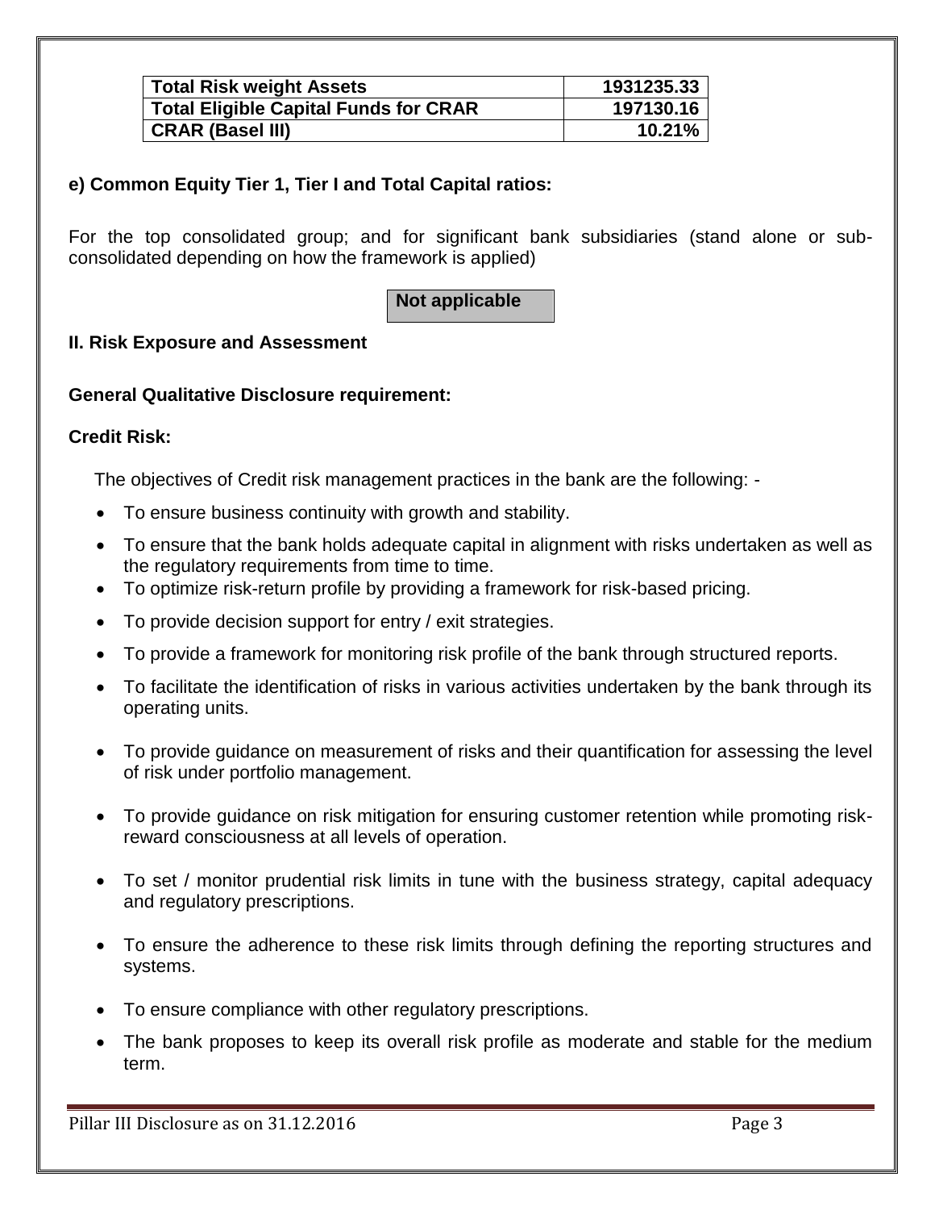| Total Risk weight Assets | 1931235.33 |
|---|---|
| Total Eligible Capital Funds for CRAR | 197130.16 |
| CRAR (Basel III) | 10.21% |

**e) Common Equity Tier 1, Tier I and Total Capital ratios:**

For the top consolidated group; and for significant bank subsidiaries (stand alone or sub-consolidated depending on how the framework is applied)

**Not applicable**

**II. Risk Exposure and Assessment**

**General Qualitative Disclosure requirement:**

**Credit Risk:**

The objectives of Credit risk management practices in the bank are the following: -

- To ensure business continuity with growth and stability.
- To ensure that the bank holds adequate capital in alignment with risks undertaken as well as the regulatory requirements from time to time.
- To optimize risk-return profile by providing a framework for risk-based pricing.
- To provide decision support for entry / exit strategies.
- To provide a framework for monitoring risk profile of the bank through structured reports.
- To facilitate the identification of risks in various activities undertaken by the bank through its operating units.
- To provide guidance on measurement of risks and their quantification for assessing the level of risk under portfolio management.
- To provide guidance on risk mitigation for ensuring customer retention while promoting risk-reward consciousness at all levels of operation.
- To set / monitor prudential risk limits in tune with the business strategy, capital adequacy and regulatory prescriptions.
- To ensure the adherence to these risk limits through defining the reporting structures and systems.
- To ensure compliance with other regulatory prescriptions.
- The bank proposes to keep its overall risk profile as moderate and stable for the medium term.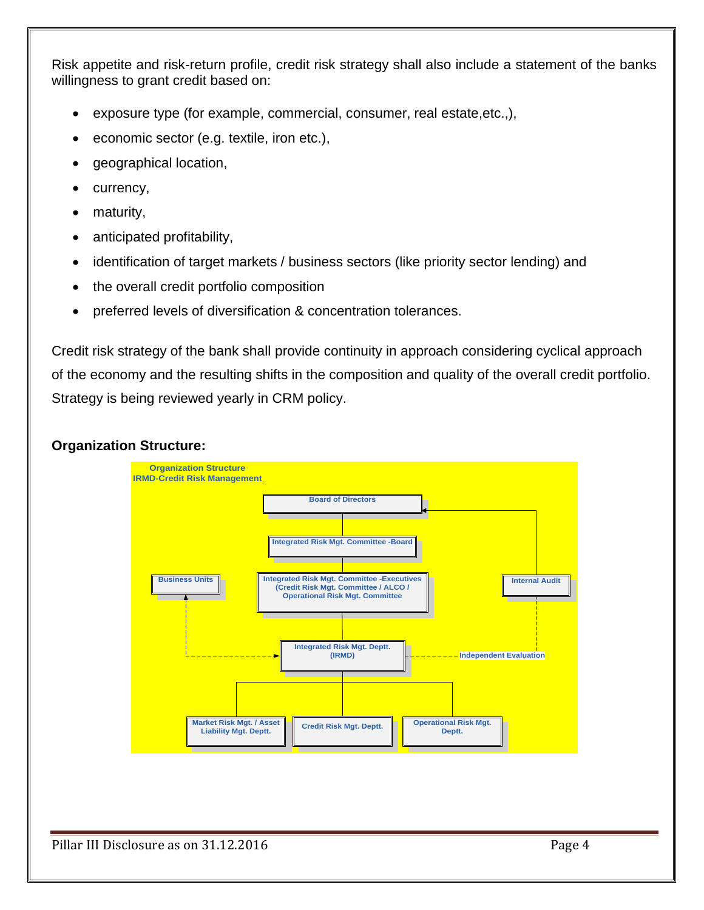Risk appetite and risk-return profile, credit risk strategy shall also include a statement of the banks willingness to grant credit based on:

- exposure type (for example, commercial, consumer, real estate,etc.,),
- economic sector (e.g. textile, iron etc.),
- geographical location,
- currency,
- maturity,
- anticipated profitability,
- identification of target markets / business sectors (like priority sector lending) and
- the overall credit portfolio composition
- preferred levels of diversification & concentration tolerances.

Credit risk strategy of the bank shall provide continuity in approach considering cyclical approach of the economy and the resulting shifts in the composition and quality of the overall credit portfolio. Strategy is being reviewed yearly in CRM policy.

**Organization Structure:**

Organization Structure
IRMD-Credit Risk Management

- Board of Directors
  - Integrated Risk Mgt. Committee -Board
    - Integrated Risk Mgt. Committee -Executives (Credit Risk Mgt. Committee / ALCO / Operational Risk Mgt. Committee
      - Integrated Risk Mgt. Deptt. (IRMD)
        - Market Risk Mgt. / Asset Liability Mgt. Deptt.
        - Credit Risk Mgt. Deptt.
        - Operational Risk Mgt. Deptt.
- Business Units ↔ Integrated Risk Mgt. Deptt. (IRMD)
- Internal Audit → Board of Directors
- Internal Audit – Independent Evaluation – Integrated Risk Mgt. Deptt. (IRMD)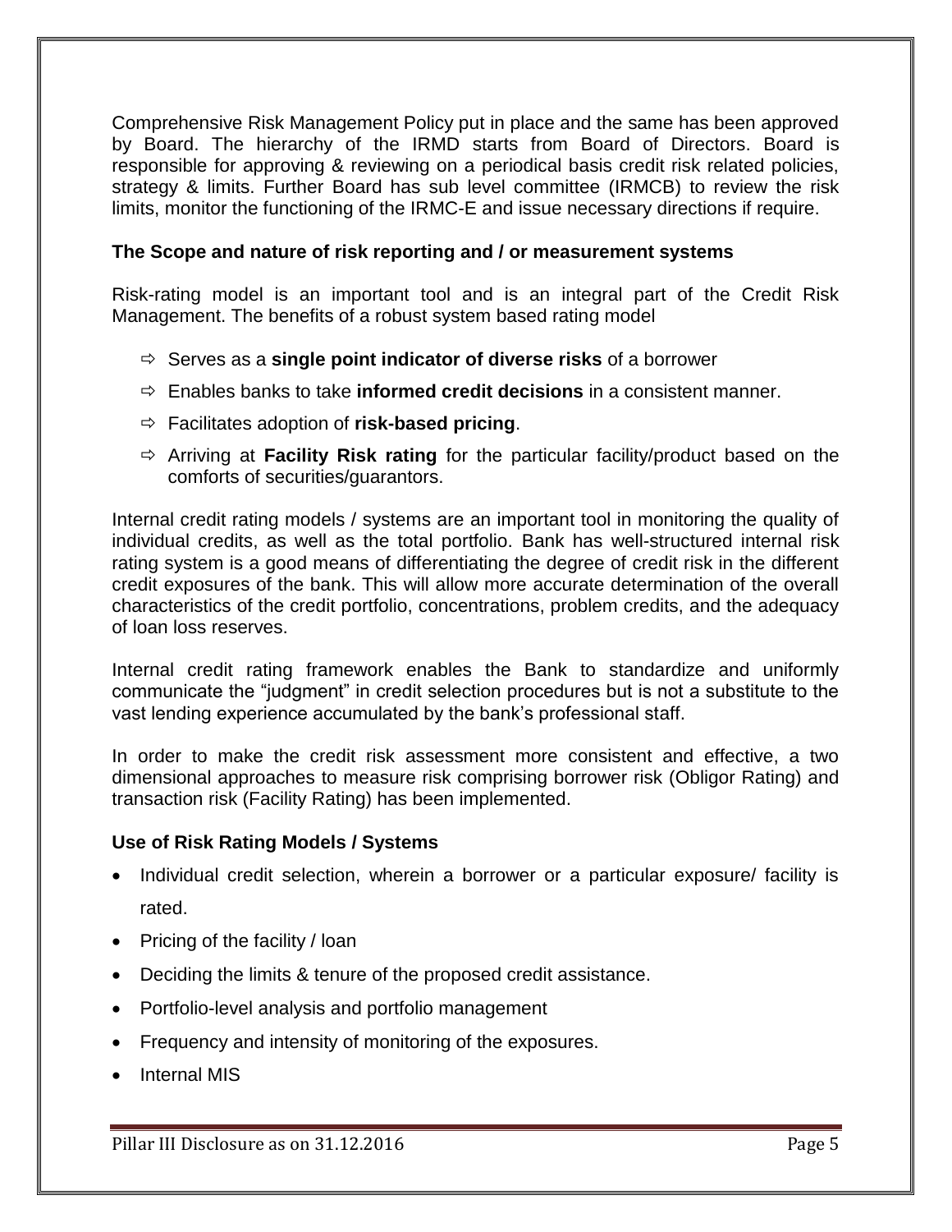Comprehensive Risk Management Policy put in place and the same has been approved by Board. The hierarchy of the IRMD starts from Board of Directors. Board is responsible for approving & reviewing on a periodical basis credit risk related policies, strategy & limits. Further Board has sub level committee (IRMCB) to review the risk limits, monitor the functioning of the IRMC-E and issue necessary directions if require.

**The Scope and nature of risk reporting and / or measurement systems**

Risk-rating model is an important tool and is an integral part of the Credit Risk Management. The benefits of a robust system based rating model

- ⇨ Serves as a **single point indicator of diverse risks** of a borrower
- ⇨ Enables banks to take **informed credit decisions** in a consistent manner.
- ⇨ Facilitates adoption of **risk-based pricing**.
- ⇨ Arriving at **Facility Risk rating** for the particular facility/product based on the comforts of securities/guarantors.

Internal credit rating models / systems are an important tool in monitoring the quality of individual credits, as well as the total portfolio. Bank has well-structured internal risk rating system is a good means of differentiating the degree of credit risk in the different credit exposures of the bank. This will allow more accurate determination of the overall characteristics of the credit portfolio, concentrations, problem credits, and the adequacy of loan loss reserves.

Internal credit rating framework enables the Bank to standardize and uniformly communicate the "judgment" in credit selection procedures but is not a substitute to the vast lending experience accumulated by the bank's professional staff.

In order to make the credit risk assessment more consistent and effective, a two dimensional approaches to measure risk comprising borrower risk (Obligor Rating) and transaction risk (Facility Rating) has been implemented.

**Use of Risk Rating Models / Systems**

- Individual credit selection, wherein a borrower or a particular exposure/ facility is rated.
- Pricing of the facility / loan
- Deciding the limits & tenure of the proposed credit assistance.
- Portfolio-level analysis and portfolio management
- Frequency and intensity of monitoring of the exposures.
- Internal MIS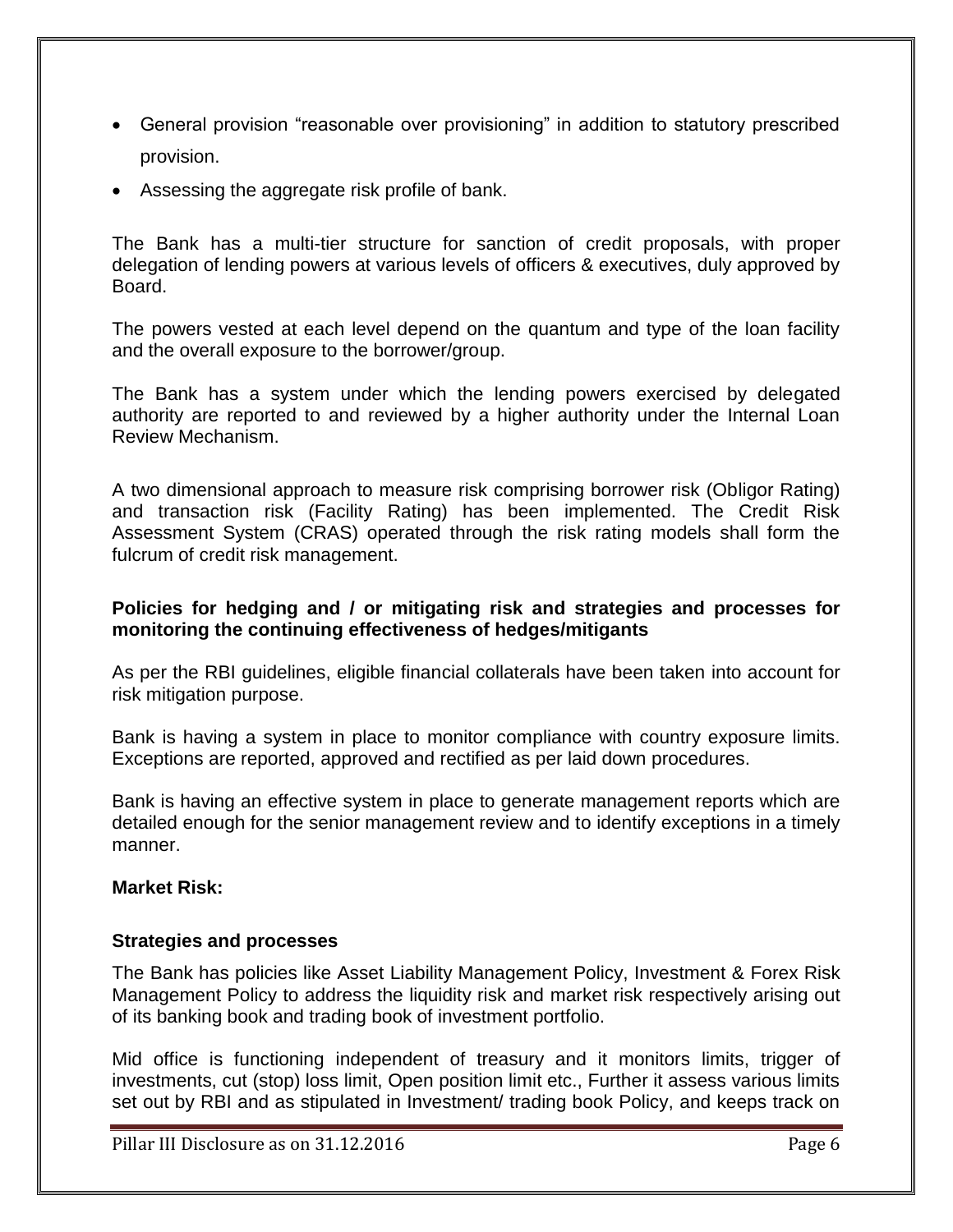- General provision "reasonable over provisioning" in addition to statutory prescribed provision.
- Assessing the aggregate risk profile of bank.

The Bank has a multi-tier structure for sanction of credit proposals, with proper delegation of lending powers at various levels of officers & executives, duly approved by Board.

The powers vested at each level depend on the quantum and type of the loan facility and the overall exposure to the borrower/group.

The Bank has a system under which the lending powers exercised by delegated authority are reported to and reviewed by a higher authority under the Internal Loan Review Mechanism.

A two dimensional approach to measure risk comprising borrower risk (Obligor Rating) and transaction risk (Facility Rating) has been implemented. The Credit Risk Assessment System (CRAS) operated through the risk rating models shall form the fulcrum of credit risk management.

**Policies for hedging and / or mitigating risk and strategies and processes for monitoring the continuing effectiveness of hedges/mitigants**

As per the RBI guidelines, eligible financial collaterals have been taken into account for risk mitigation purpose.

Bank is having a system in place to monitor compliance with country exposure limits. Exceptions are reported, approved and rectified as per laid down procedures.

Bank is having an effective system in place to generate management reports which are detailed enough for the senior management review and to identify exceptions in a timely manner.

**Market Risk:**

**Strategies and processes**

The Bank has policies like Asset Liability Management Policy, Investment & Forex Risk Management Policy to address the liquidity risk and market risk respectively arising out of its banking book and trading book of investment portfolio.

Mid office is functioning independent of treasury and it monitors limits, trigger of investments, cut (stop) loss limit, Open position limit etc., Further it assess various limits set out by RBI and as stipulated in Investment/ trading book Policy, and keeps track on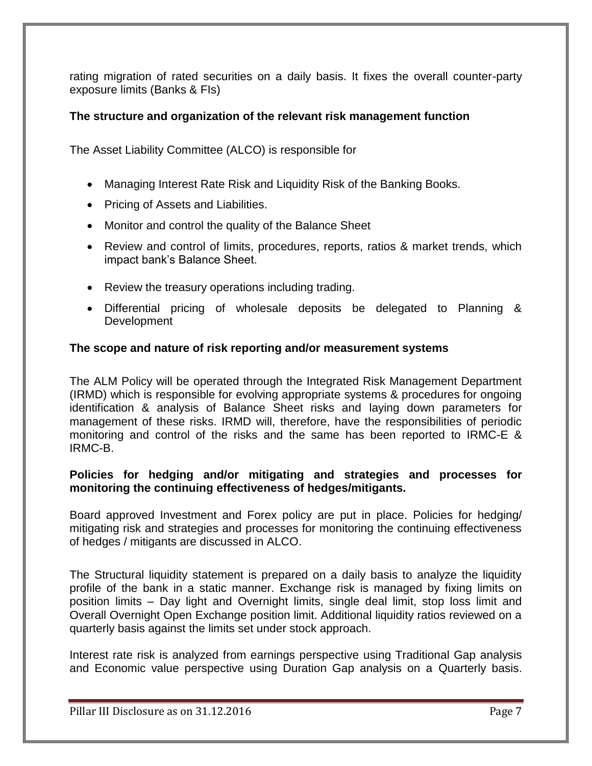rating migration of rated securities on a daily basis. It fixes the overall counter-party exposure limits (Banks & FIs)

**The structure and organization of the relevant risk management function**

The Asset Liability Committee (ALCO) is responsible for

- Managing Interest Rate Risk and Liquidity Risk of the Banking Books.
- Pricing of Assets and Liabilities.
- Monitor and control the quality of the Balance Sheet
- Review and control of limits, procedures, reports, ratios & market trends, which impact bank's Balance Sheet.
- Review the treasury operations including trading.
- Differential pricing of wholesale deposits be delegated to Planning & Development

**The scope and nature of risk reporting and/or measurement systems**

The ALM Policy will be operated through the Integrated Risk Management Department (IRMD) which is responsible for evolving appropriate systems & procedures for ongoing identification & analysis of Balance Sheet risks and laying down parameters for management of these risks. IRMD will, therefore, have the responsibilities of periodic monitoring and control of the risks and the same has been reported to IRMC-E & IRMC-B.

**Policies for hedging and/or mitigating and strategies and processes for monitoring the continuing effectiveness of hedges/mitigants.**

Board approved Investment and Forex policy are put in place. Policies for hedging/ mitigating risk and strategies and processes for monitoring the continuing effectiveness of hedges / mitigants are discussed in ALCO.

The Structural liquidity statement is prepared on a daily basis to analyze the liquidity profile of the bank in a static manner. Exchange risk is managed by fixing limits on position limits – Day light and Overnight limits, single deal limit, stop loss limit and Overall Overnight Open Exchange position limit. Additional liquidity ratios reviewed on a quarterly basis against the limits set under stock approach.

Interest rate risk is analyzed from earnings perspective using Traditional Gap analysis and Economic value perspective using Duration Gap analysis on a Quarterly basis.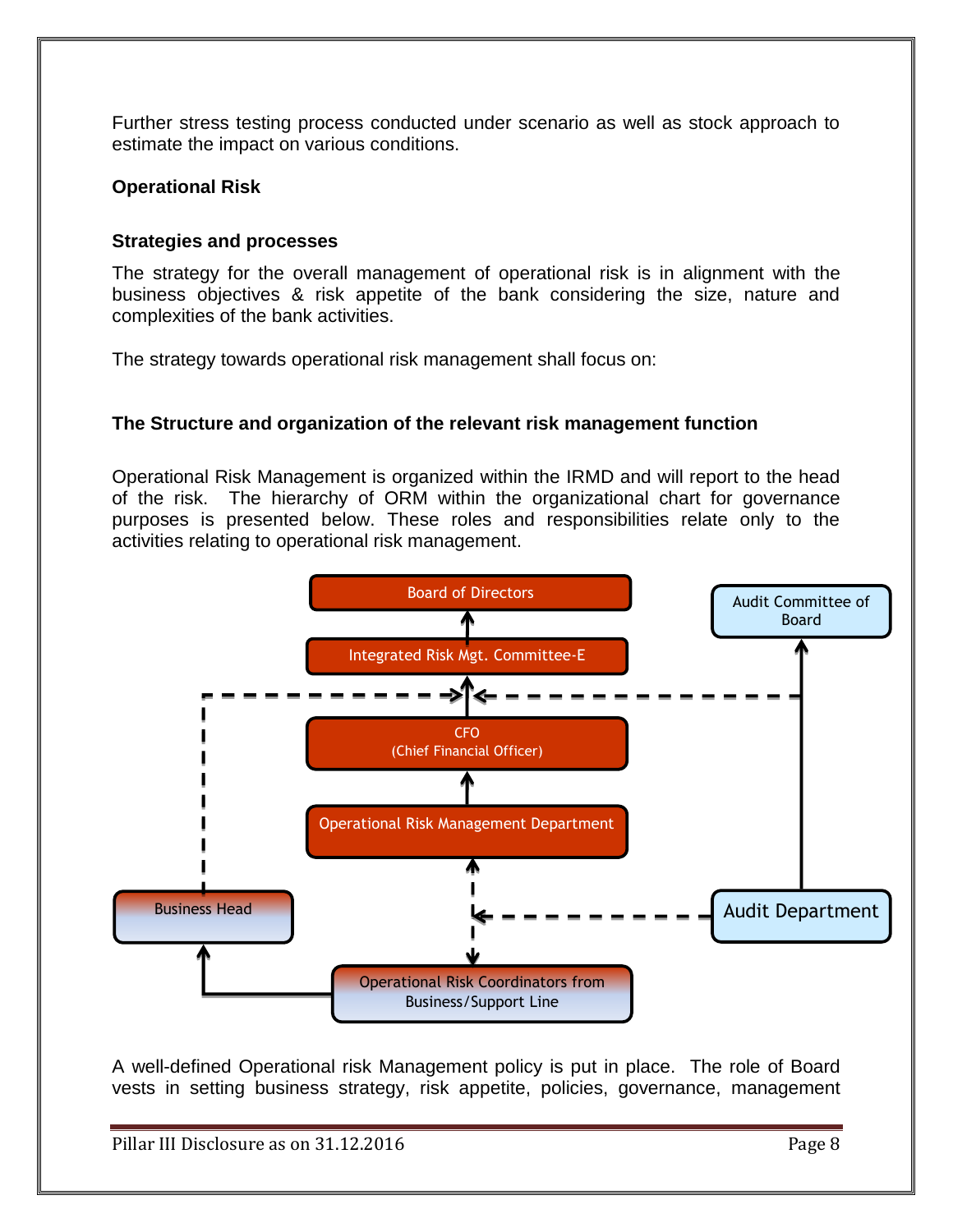Further stress testing process conducted under scenario as well as stock approach to estimate the impact on various conditions.

### Operational Risk

#### Strategies and processes

The strategy for the overall management of operational risk is in alignment with the business objectives & risk appetite of the bank considering the size, nature and complexities of the bank activities.

The strategy towards operational risk management shall focus on:

#### The Structure and organization of the relevant risk management function

Operational Risk Management is organized within the IRMD and will report to the head of the risk. The hierarchy of ORM within the organizational chart for governance purposes is presented below. These roles and responsibilities relate only to the activities relating to operational risk management.

Board of Directors

Integrated Risk Mgt. Committee-E

Audit Committee of Board

CFO
(Chief Financial Officer)

Operational Risk Management Department

Business Head

Audit Department

Operational Risk Coordinators from Business/Support Line

A well-defined Operational risk Management policy is put in place. The role of Board vests in setting business strategy, risk appetite, policies, governance, management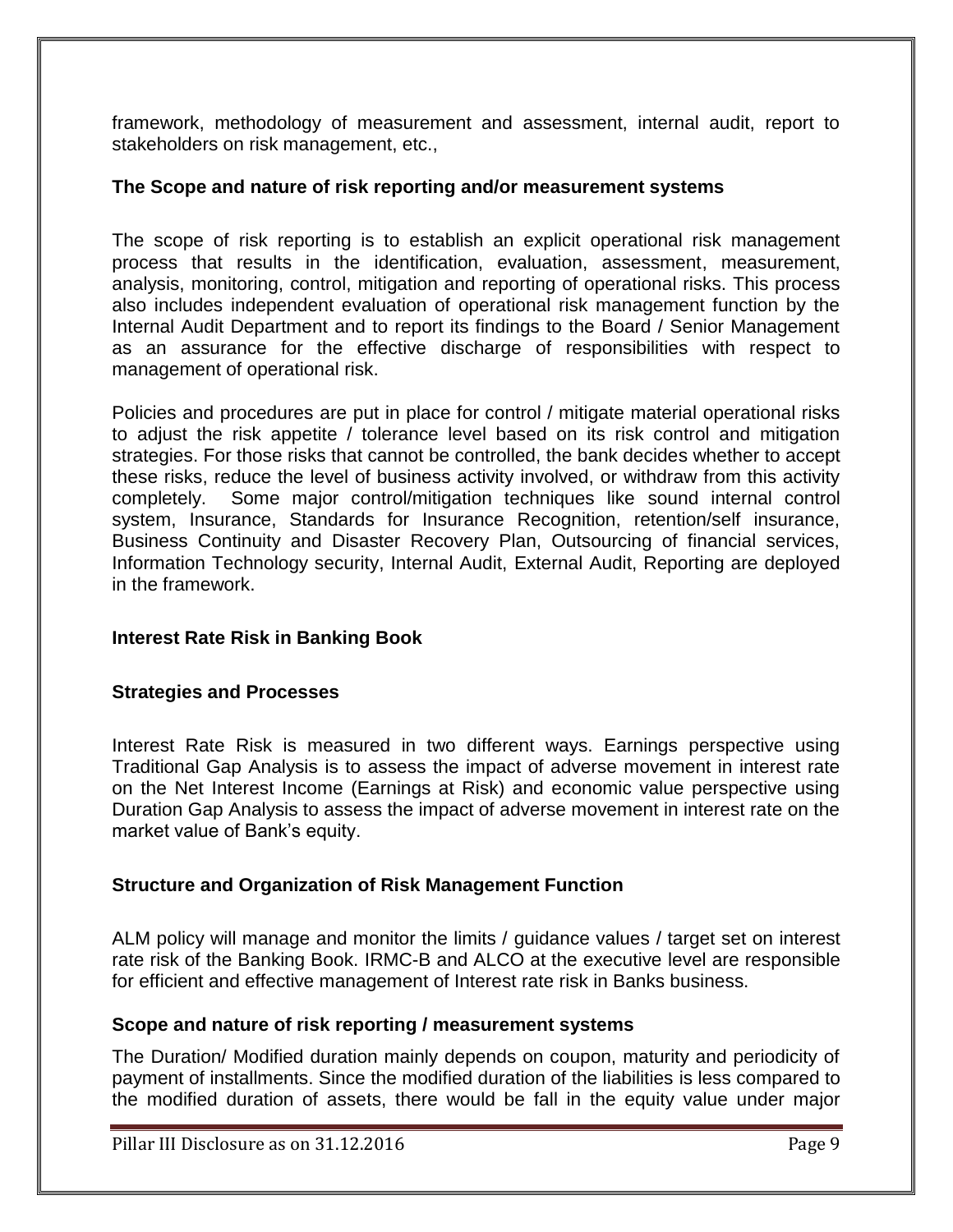framework, methodology of measurement and assessment, internal audit, report to stakeholders on risk management, etc.,

### The Scope and nature of risk reporting and/or measurement systems

The scope of risk reporting is to establish an explicit operational risk management process that results in the identification, evaluation, assessment, measurement, analysis, monitoring, control, mitigation and reporting of operational risks. This process also includes independent evaluation of operational risk management function by the Internal Audit Department and to report its findings to the Board / Senior Management as an assurance for the effective discharge of responsibilities with respect to management of operational risk.

Policies and procedures are put in place for control / mitigate material operational risks to adjust the risk appetite / tolerance level based on its risk control and mitigation strategies. For those risks that cannot be controlled, the bank decides whether to accept these risks, reduce the level of business activity involved, or withdraw from this activity completely. Some major control/mitigation techniques like sound internal control system, Insurance, Standards for Insurance Recognition, retention/self insurance, Business Continuity and Disaster Recovery Plan, Outsourcing of financial services, Information Technology security, Internal Audit, External Audit, Reporting are deployed in the framework.

## Interest Rate Risk in Banking Book

### Strategies and Processes

Interest Rate Risk is measured in two different ways. Earnings perspective using Traditional Gap Analysis is to assess the impact of adverse movement in interest rate on the Net Interest Income (Earnings at Risk) and economic value perspective using Duration Gap Analysis to assess the impact of adverse movement in interest rate on the market value of Bank's equity.

### Structure and Organization of Risk Management Function

ALM policy will manage and monitor the limits / guidance values / target set on interest rate risk of the Banking Book. IRMC-B and ALCO at the executive level are responsible for efficient and effective management of Interest rate risk in Banks business.

### Scope and nature of risk reporting / measurement systems

The Duration/ Modified duration mainly depends on coupon, maturity and periodicity of payment of installments. Since the modified duration of the liabilities is less compared to the modified duration of assets, there would be fall in the equity value under major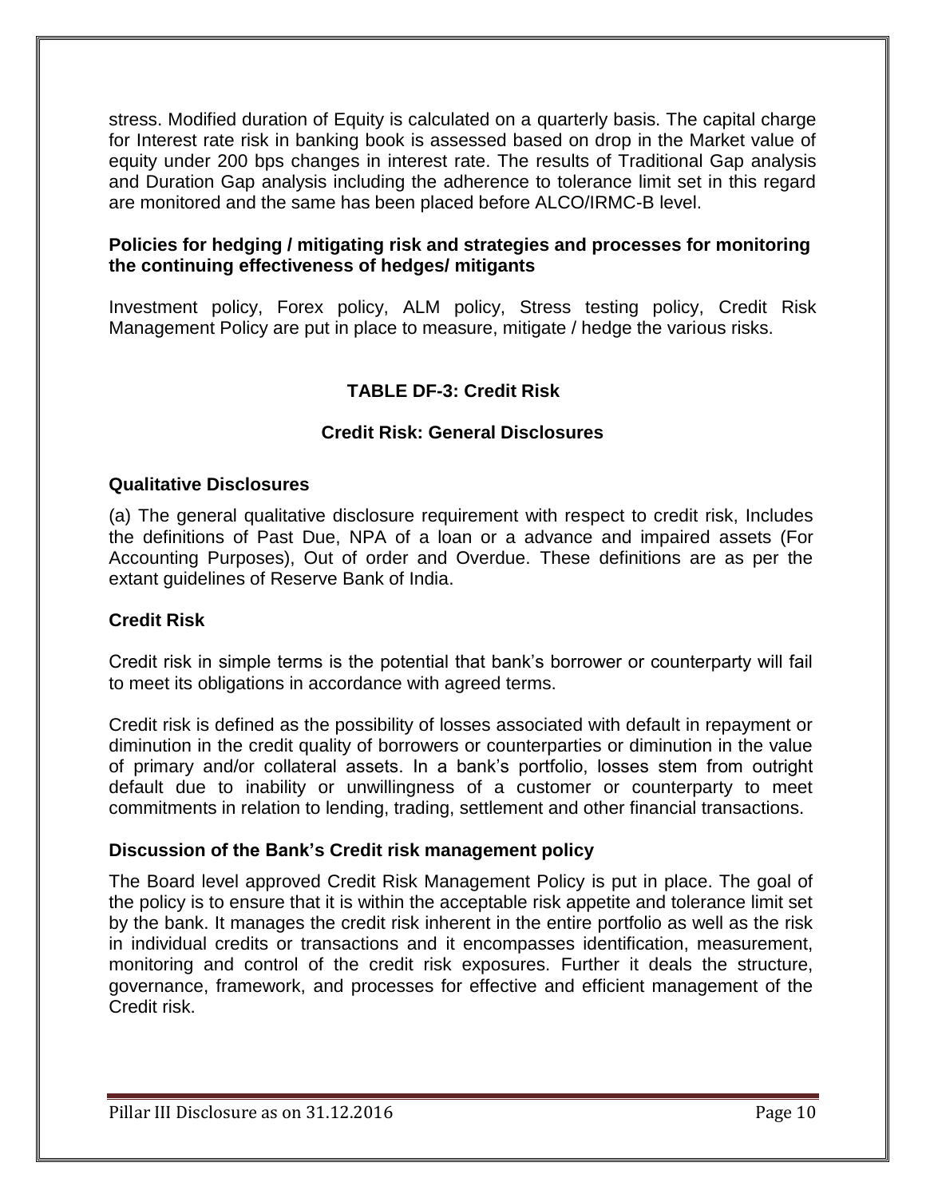stress. Modified duration of Equity is calculated on a quarterly basis. The capital charge for Interest rate risk in banking book is assessed based on drop in the Market value of equity under 200 bps changes in interest rate. The results of Traditional Gap analysis and Duration Gap analysis including the adherence to tolerance limit set in this regard are monitored and the same has been placed before ALCO/IRMC-B level.

**Policies for hedging / mitigating risk and strategies and processes for monitoring the continuing effectiveness of hedges/ mitigants**

Investment policy, Forex policy, ALM policy, Stress testing policy, Credit Risk Management Policy are put in place to measure, mitigate / hedge the various risks.

## TABLE DF-3: Credit Risk

### Credit Risk: General Disclosures

**Qualitative Disclosures**

(a) The general qualitative disclosure requirement with respect to credit risk, Includes the definitions of Past Due, NPA of a loan or a advance and impaired assets (For Accounting Purposes), Out of order and Overdue. These definitions are as per the extant guidelines of Reserve Bank of India.

**Credit Risk**

Credit risk in simple terms is the potential that bank's borrower or counterparty will fail to meet its obligations in accordance with agreed terms.

Credit risk is defined as the possibility of losses associated with default in repayment or diminution in the credit quality of borrowers or counterparties or diminution in the value of primary and/or collateral assets. In a bank's portfolio, losses stem from outright default due to inability or unwillingness of a customer or counterparty to meet commitments in relation to lending, trading, settlement and other financial transactions.

**Discussion of the Bank's Credit risk management policy**

The Board level approved Credit Risk Management Policy is put in place. The goal of the policy is to ensure that it is within the acceptable risk appetite and tolerance limit set by the bank. It manages the credit risk inherent in the entire portfolio as well as the risk in individual credits or transactions and it encompasses identification, measurement, monitoring and control of the credit risk exposures. Further it deals the structure, governance, framework, and processes for effective and efficient management of the Credit risk.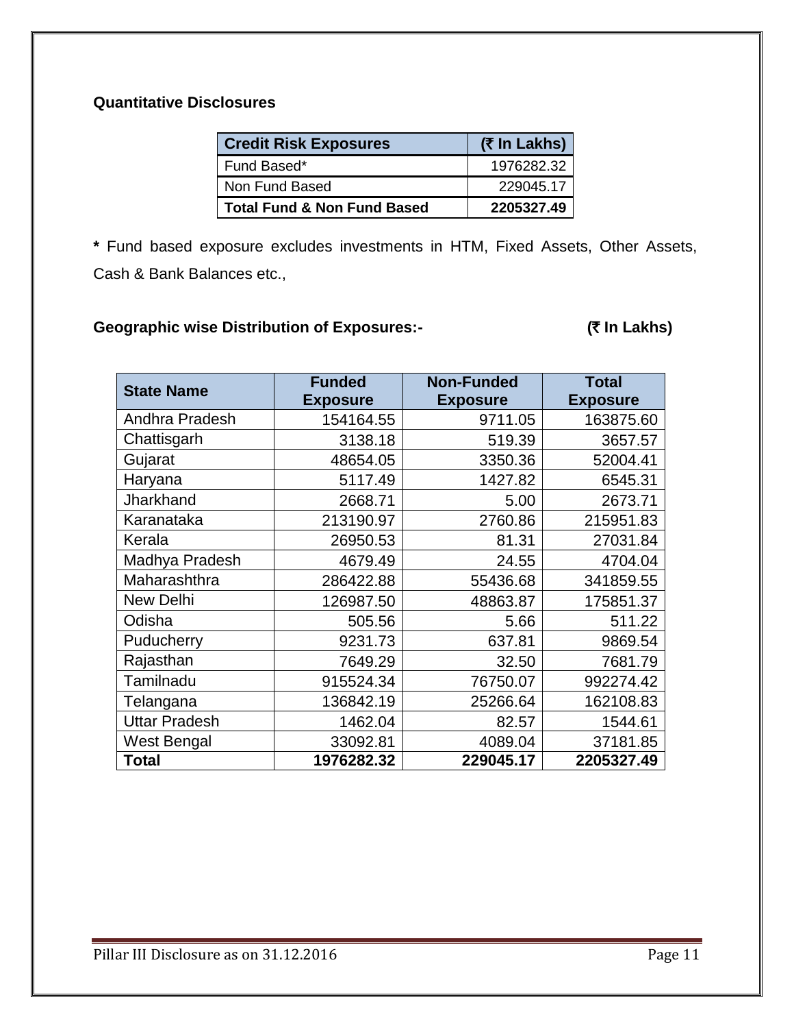**Quantitative Disclosures**

| Credit Risk Exposures | (₹ In Lakhs) |
|---|---|
| Fund Based* | 1976282.32 |
| Non Fund Based | 229045.17 |
| **Total Fund & Non Fund Based** | **2205327.49** |

**\*** Fund based exposure excludes investments in HTM, Fixed Assets, Other Assets, Cash & Bank Balances etc.,

**Geographic wise Distribution of Exposures:-** **(₹ In Lakhs)**

| State Name | Funded Exposure | Non-Funded Exposure | Total Exposure |
|---|---|---|---|
| Andhra Pradesh | 154164.55 | 9711.05 | 163875.60 |
| Chattisgarh | 3138.18 | 519.39 | 3657.57 |
| Gujarat | 48654.05 | 3350.36 | 52004.41 |
| Haryana | 5117.49 | 1427.82 | 6545.31 |
| Jharkhand | 2668.71 | 5.00 | 2673.71 |
| Karanataka | 213190.97 | 2760.86 | 215951.83 |
| Kerala | 26950.53 | 81.31 | 27031.84 |
| Madhya Pradesh | 4679.49 | 24.55 | 4704.04 |
| Maharashthra | 286422.88 | 55436.68 | 341859.55 |
| New Delhi | 126987.50 | 48863.87 | 175851.37 |
| Odisha | 505.56 | 5.66 | 511.22 |
| Puducherry | 9231.73 | 637.81 | 9869.54 |
| Rajasthan | 7649.29 | 32.50 | 7681.79 |
| Tamilnadu | 915524.34 | 76750.07 | 992274.42 |
| Telangana | 136842.19 | 25266.64 | 162108.83 |
| Uttar Pradesh | 1462.04 | 82.57 | 1544.61 |
| West Bengal | 33092.81 | 4089.04 | 37181.85 |
| **Total** | **1976282.32** | **229045.17** | **2205327.49** |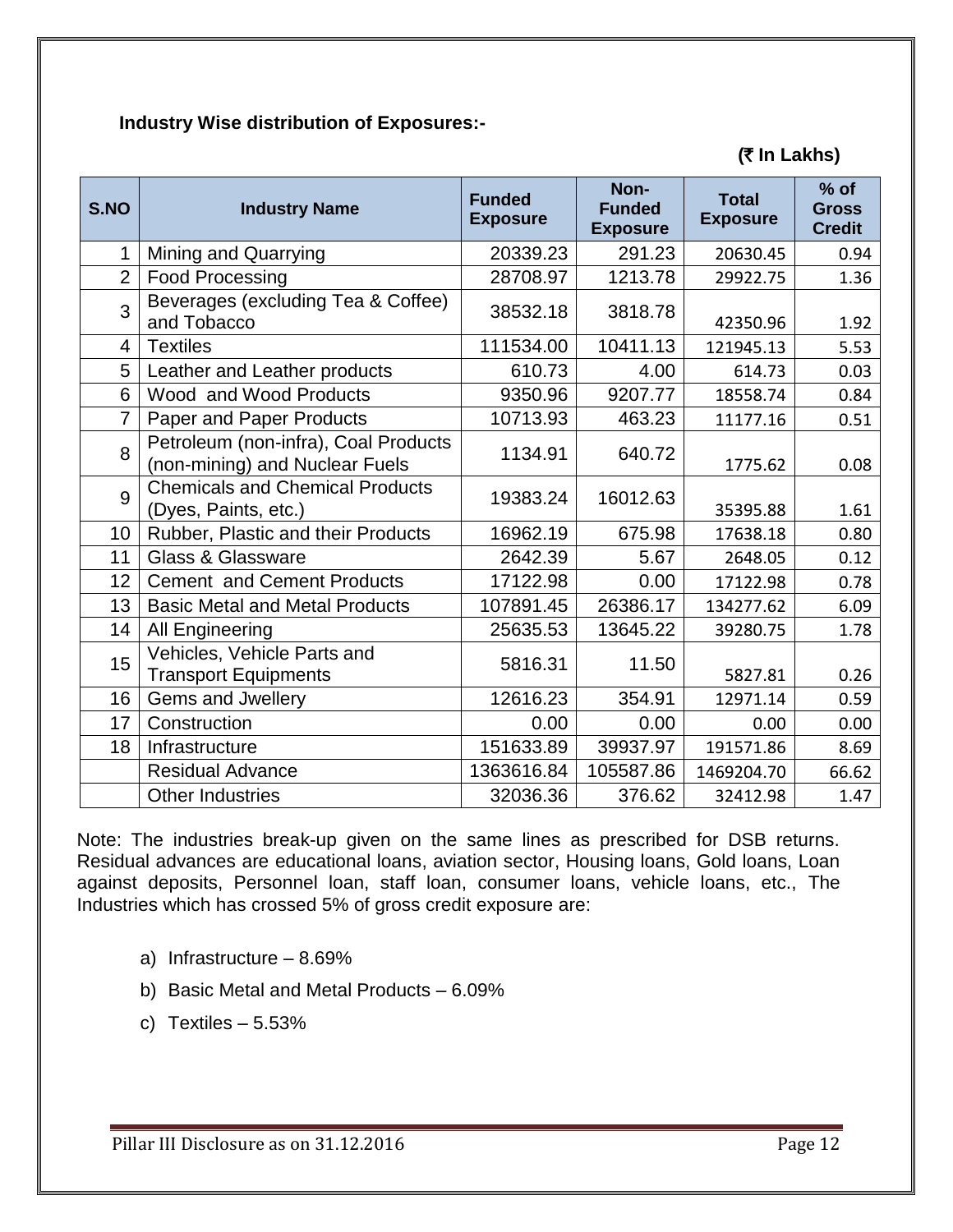**Industry Wise distribution of Exposures:-**

**(₹ In Lakhs)**

| S.NO | Industry Name | Funded Exposure | Non-Funded Exposure | Total Exposure | % of Gross Credit |
|---|---|---|---|---|---|
| 1 | Mining and Quarrying | 20339.23 | 291.23 | 20630.45 | 0.94 |
| 2 | Food Processing | 28708.97 | 1213.78 | 29922.75 | 1.36 |
| 3 | Beverages (excluding Tea & Coffee) and Tobacco | 38532.18 | 3818.78 | 42350.96 | 1.92 |
| 4 | Textiles | 111534.00 | 10411.13 | 121945.13 | 5.53 |
| 5 | Leather and Leather products | 610.73 | 4.00 | 614.73 | 0.03 |
| 6 | Wood and Wood Products | 9350.96 | 9207.77 | 18558.74 | 0.84 |
| 7 | Paper and Paper Products | 10713.93 | 463.23 | 11177.16 | 0.51 |
| 8 | Petroleum (non-infra), Coal Products (non-mining) and Nuclear Fuels | 1134.91 | 640.72 | 1775.62 | 0.08 |
| 9 | Chemicals and Chemical Products (Dyes, Paints, etc.) | 19383.24 | 16012.63 | 35395.88 | 1.61 |
| 10 | Rubber, Plastic and their Products | 16962.19 | 675.98 | 17638.18 | 0.80 |
| 11 | Glass & Glassware | 2642.39 | 5.67 | 2648.05 | 0.12 |
| 12 | Cement and Cement Products | 17122.98 | 0.00 | 17122.98 | 0.78 |
| 13 | Basic Metal and Metal Products | 107891.45 | 26386.17 | 134277.62 | 6.09 |
| 14 | All Engineering | 25635.53 | 13645.22 | 39280.75 | 1.78 |
| 15 | Vehicles, Vehicle Parts and Transport Equipments | 5816.31 | 11.50 | 5827.81 | 0.26 |
| 16 | Gems and Jwellery | 12616.23 | 354.91 | 12971.14 | 0.59 |
| 17 | Construction | 0.00 | 0.00 | 0.00 | 0.00 |
| 18 | Infrastructure | 151633.89 | 39937.97 | 191571.86 | 8.69 |
| | Residual Advance | 1363616.84 | 105587.86 | 1469204.70 | 66.62 |
| | Other Industries | 32036.36 | 376.62 | 32412.98 | 1.47 |

Note: The industries break-up given on the same lines as prescribed for DSB returns. Residual advances are educational loans, aviation sector, Housing loans, Gold loans, Loan against deposits, Personnel loan, staff loan, consumer loans, vehicle loans, etc., The Industries which has crossed 5% of gross credit exposure are:

a) Infrastructure – 8.69%

b) Basic Metal and Metal Products – 6.09%

c) Textiles – 5.53%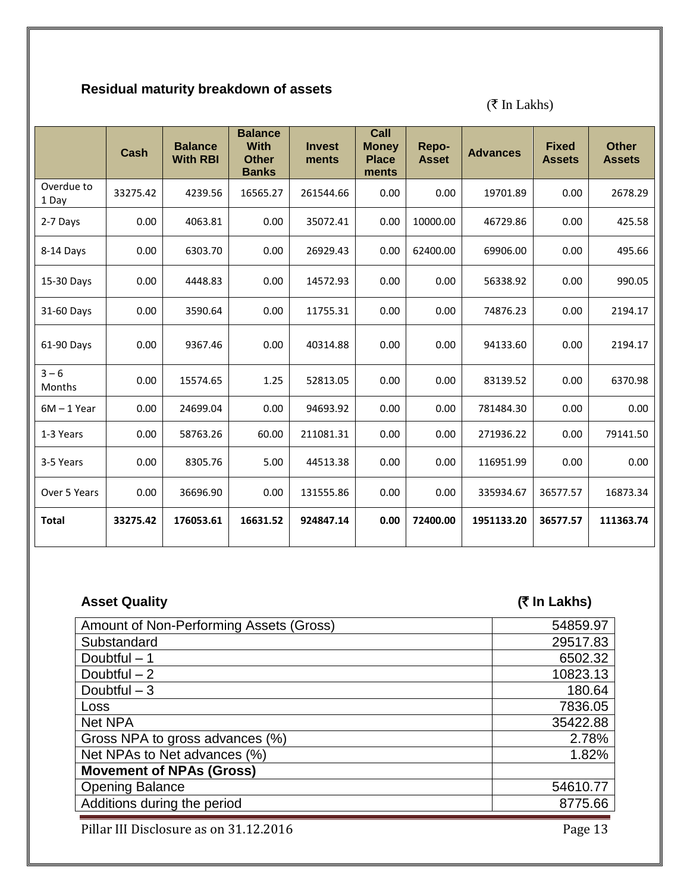### Residual maturity breakdown of assets

(₹ In Lakhs)

|  | Cash | Balance With RBI | Balance With Other Banks | Invest ments | Call Money Place ments | Repo-Asset | Advances | Fixed Assets | Other Assets |
|---|---|---|---|---|---|---|---|---|---|
| Overdue to 1 Day | 33275.42 | 4239.56 | 16565.27 | 261544.66 | 0.00 | 0.00 | 19701.89 | 0.00 | 2678.29 |
| 2-7 Days | 0.00 | 4063.81 | 0.00 | 35072.41 | 0.00 | 10000.00 | 46729.86 | 0.00 | 425.58 |
| 8-14 Days | 0.00 | 6303.70 | 0.00 | 26929.43 | 0.00 | 62400.00 | 69906.00 | 0.00 | 495.66 |
| 15-30 Days | 0.00 | 4448.83 | 0.00 | 14572.93 | 0.00 | 0.00 | 56338.92 | 0.00 | 990.05 |
| 31-60 Days | 0.00 | 3590.64 | 0.00 | 11755.31 | 0.00 | 0.00 | 74876.23 | 0.00 | 2194.17 |
| 61-90 Days | 0.00 | 9367.46 | 0.00 | 40314.88 | 0.00 | 0.00 | 94133.60 | 0.00 | 2194.17 |
| 3 – 6 Months | 0.00 | 15574.65 | 1.25 | 52813.05 | 0.00 | 0.00 | 83139.52 | 0.00 | 6370.98 |
| 6M – 1 Year | 0.00 | 24699.04 | 0.00 | 94693.92 | 0.00 | 0.00 | 781484.30 | 0.00 | 0.00 |
| 1-3 Years | 0.00 | 58763.26 | 60.00 | 211081.31 | 0.00 | 0.00 | 271936.22 | 0.00 | 79141.50 |
| 3-5 Years | 0.00 | 8305.76 | 5.00 | 44513.38 | 0.00 | 0.00 | 116951.99 | 0.00 | 0.00 |
| Over 5 Years | 0.00 | 36696.90 | 0.00 | 131555.86 | 0.00 | 0.00 | 335934.67 | 36577.57 | 16873.34 |
| **Total** | **33275.42** | **176053.61** | **16631.52** | **924847.14** | **0.00** | **72400.00** | **1951133.20** | **36577.57** | **111363.74** |

### Asset Quality

**(₹ In Lakhs)**

| | |
|---|---|
| Amount of Non-Performing Assets (Gross) | 54859.97 |
| Substandard | 29517.83 |
| Doubtful – 1 | 6502.32 |
| Doubtful – 2 | 10823.13 |
| Doubtful – 3 | 180.64 |
| Loss | 7836.05 |
| Net NPA | 35422.88 |
| Gross NPA to gross advances (%) | 2.78% |
| Net NPAs to Net advances (%) | 1.82% |
| **Movement of NPAs (Gross)** | |
| Opening Balance | 54610.77 |
| Additions during the period | 8775.66 |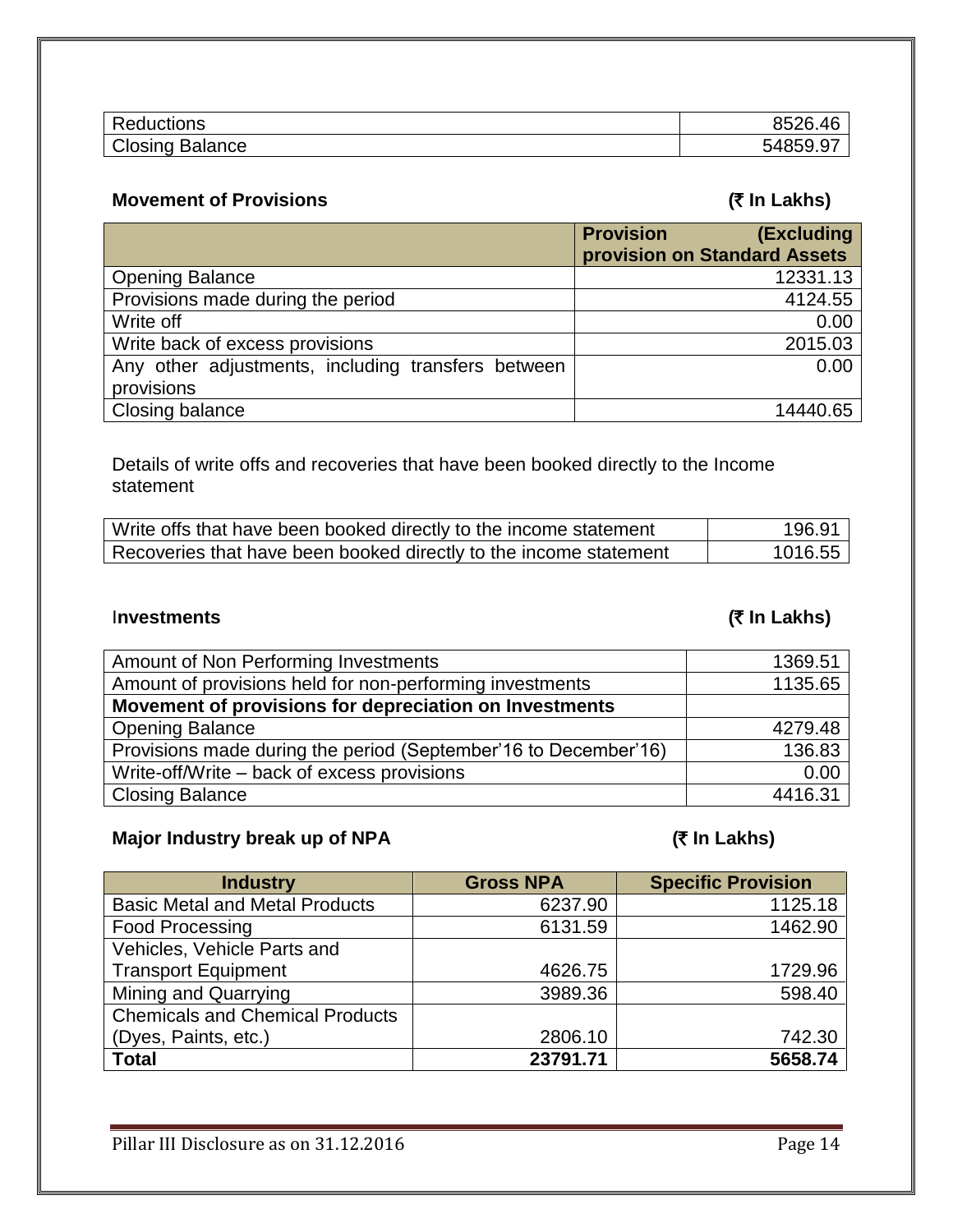| | |
|---|---|
| Reductions | 8526.46 |
| Closing Balance | 54859.97 |

**Movement of Provisions** **(₹ In Lakhs)**

| | Provision (Excluding provision on Standard Assets |
|---|---|
| Opening Balance | 12331.13 |
| Provisions made during the period | 4124.55 |
| Write off | 0.00 |
| Write back of excess provisions | 2015.03 |
| Any other adjustments, including transfers between provisions | 0.00 |
| Closing balance | 14440.65 |

Details of write offs and recoveries that have been booked directly to the Income statement

| | |
|---|---|
| Write offs that have been booked directly to the income statement | 196.91 |
| Recoveries that have been booked directly to the income statement | 1016.55 |

**Investments** **(₹ In Lakhs)**

| | |
|---|---|
| Amount of Non Performing Investments | 1369.51 |
| Amount of provisions held for non-performing investments | 1135.65 |
| **Movement of provisions for depreciation on Investments** | |
| Opening Balance | 4279.48 |
| Provisions made during the period (September'16 to December'16) | 136.83 |
| Write-off/Write – back of excess provisions | 0.00 |
| Closing Balance | 4416.31 |

**Major Industry break up of NPA** **(₹ In Lakhs)**

| Industry | Gross NPA | Specific Provision |
|---|---|---|
| Basic Metal and Metal Products | 6237.90 | 1125.18 |
| Food Processing | 6131.59 | 1462.90 |
| Vehicles, Vehicle Parts and Transport Equipment | 4626.75 | 1729.96 |
| Mining and Quarrying | 3989.36 | 598.40 |
| Chemicals and Chemical Products (Dyes, Paints, etc.) | 2806.10 | 742.30 |
| **Total** | **23791.71** | **5658.74** |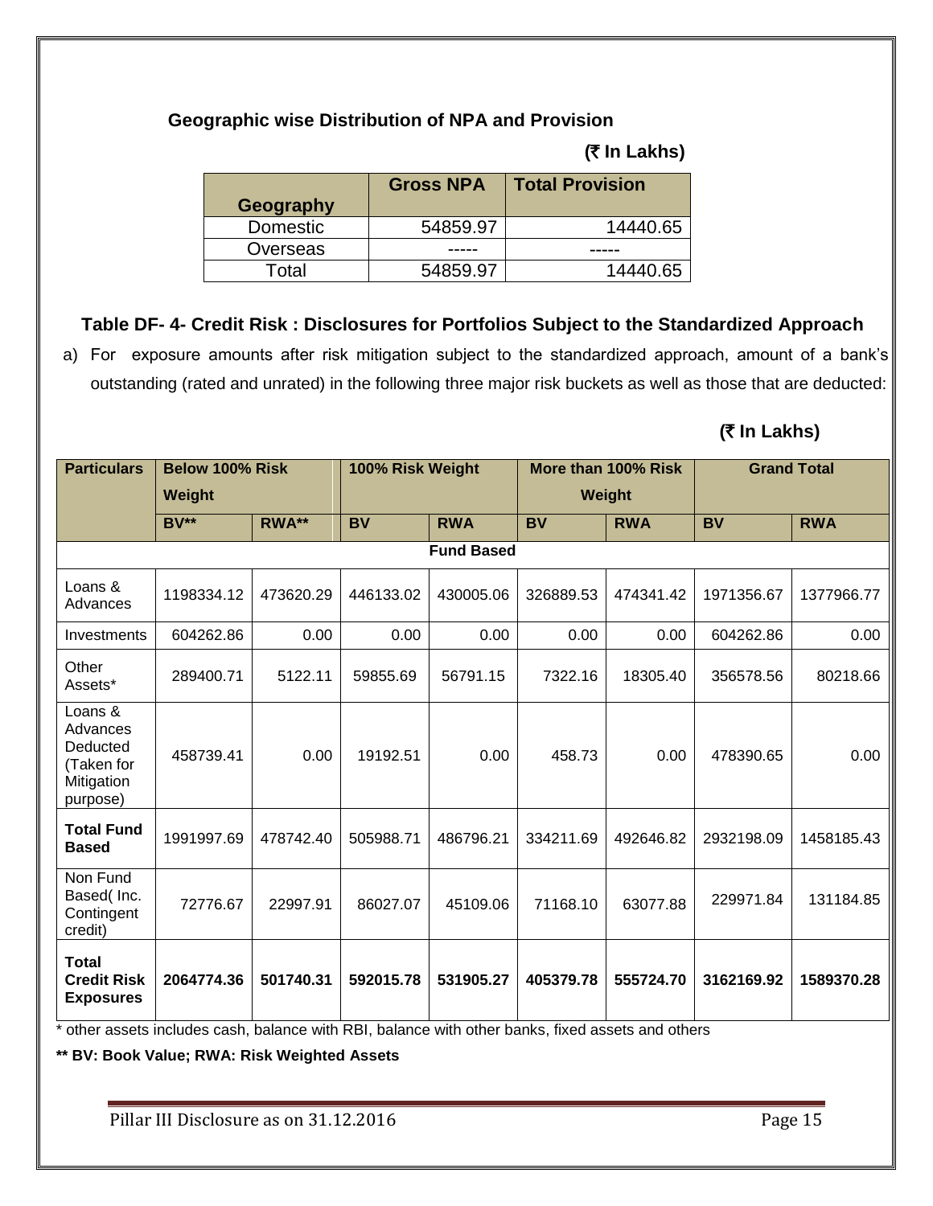### Geographic wise Distribution of NPA and Provision

**(₹ In Lakhs)**

| Geography | Gross NPA | Total Provision |
|---|---|---|
| Domestic | 54859.97 | 14440.65 |
| Overseas | ----- | ----- |
| Total | 54859.97 | 14440.65 |

### Table DF- 4- Credit Risk : Disclosures for Portfolios Subject to the Standardized Approach

a) For exposure amounts after risk mitigation subject to the standardized approach, amount of a bank's outstanding (rated and unrated) in the following three major risk buckets as well as those that are deducted:

**(₹ In Lakhs)**

| Particulars | Below 100% Risk Weight | | 100% Risk Weight | | More than 100% Risk Weight | | Grand Total | |
|---|---|---|---|---|---|---|---|---|
| | BV** | RWA** | BV | RWA | BV | RWA | BV | RWA |
| **Fund Based** | | | | | | | | |
| Loans & Advances | 1198334.12 | 473620.29 | 446133.02 | 430005.06 | 326889.53 | 474341.42 | 1971356.67 | 1377966.77 |
| Investments | 604262.86 | 0.00 | 0.00 | 0.00 | 0.00 | 0.00 | 604262.86 | 0.00 |
| Other Assets* | 289400.71 | 5122.11 | 59855.69 | 56791.15 | 7322.16 | 18305.40 | 356578.56 | 80218.66 |
| Loans & Advances Deducted (Taken for Mitigation purpose) | 458739.41 | 0.00 | 19192.51 | 0.00 | 458.73 | 0.00 | 478390.65 | 0.00 |
| **Total Fund Based** | 1991997.69 | 478742.40 | 505988.71 | 486796.21 | 334211.69 | 492646.82 | 2932198.09 | 1458185.43 |
| Non Fund Based( Inc. Contingent credit) | 72776.67 | 22997.91 | 86027.07 | 45109.06 | 71168.10 | 63077.88 | 229971.84 | 131184.85 |
| **Total Credit Risk Exposures** | **2064774.36** | **501740.31** | **592015.78** | **531905.27** | **405379.78** | **555724.70** | **3162169.92** | **1589370.28** |

* other assets includes cash, balance with RBI, balance with other banks, fixed assets and others

**** BV: Book Value; RWA: Risk Weighted Assets**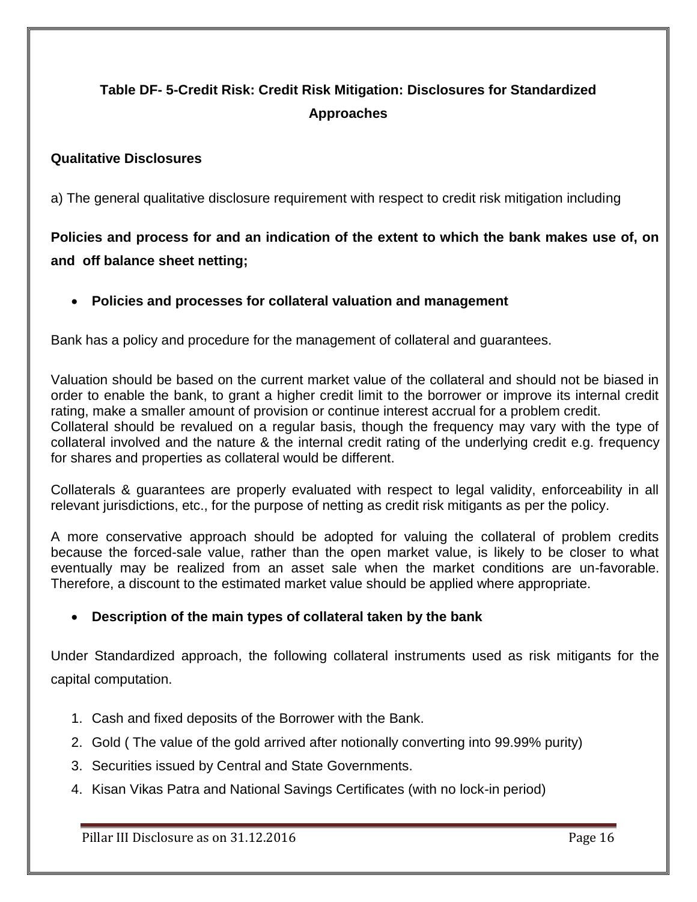## Table DF- 5-Credit Risk: Credit Risk Mitigation: Disclosures for Standardized Approaches

**Qualitative Disclosures**

a) The general qualitative disclosure requirement with respect to credit risk mitigation including

**Policies and process for and an indication of the extent to which the bank makes use of, on and off balance sheet netting;**

- **Policies and processes for collateral valuation and management**

Bank has a policy and procedure for the management of collateral and guarantees.

Valuation should be based on the current market value of the collateral and should not be biased in order to enable the bank, to grant a higher credit limit to the borrower or improve its internal credit rating, make a smaller amount of provision or continue interest accrual for a problem credit.
Collateral should be revalued on a regular basis, though the frequency may vary with the type of collateral involved and the nature & the internal credit rating of the underlying credit e.g. frequency for shares and properties as collateral would be different.

Collaterals & guarantees are properly evaluated with respect to legal validity, enforceability in all relevant jurisdictions, etc., for the purpose of netting as credit risk mitigants as per the policy.

A more conservative approach should be adopted for valuing the collateral of problem credits because the forced-sale value, rather than the open market value, is likely to be closer to what eventually may be realized from an asset sale when the market conditions are un-favorable. Therefore, a discount to the estimated market value should be applied where appropriate.

- **Description of the main types of collateral taken by the bank**

Under Standardized approach, the following collateral instruments used as risk mitigants for the capital computation.

1. Cash and fixed deposits of the Borrower with the Bank.
2. Gold ( The value of the gold arrived after notionally converting into 99.99% purity)
3. Securities issued by Central and State Governments.
4. Kisan Vikas Patra and National Savings Certificates (with no lock-in period)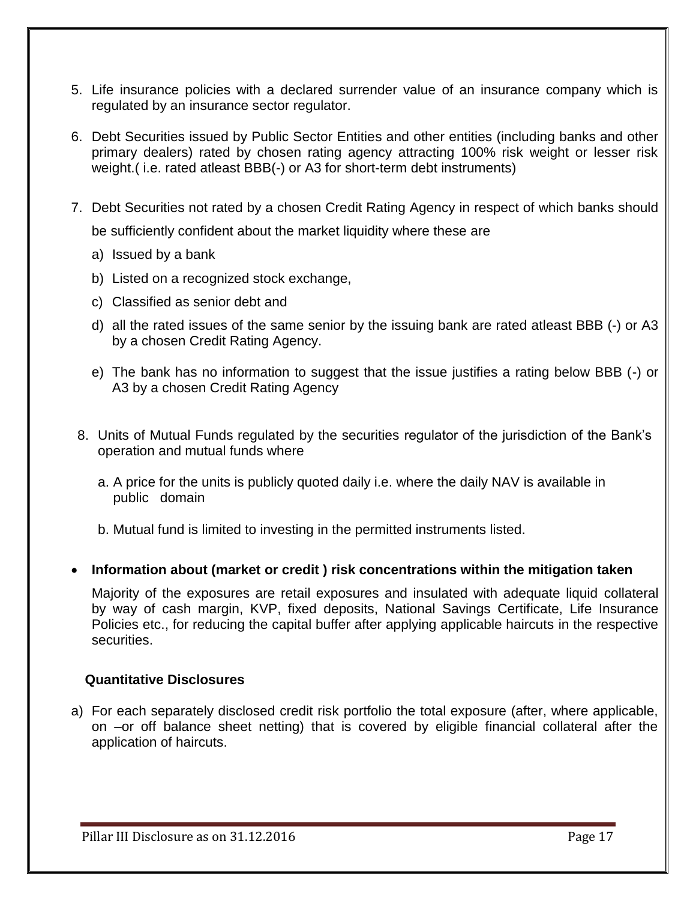5. Life insurance policies with a declared surrender value of an insurance company which is regulated by an insurance sector regulator.

6. Debt Securities issued by Public Sector Entities and other entities (including banks and other primary dealers) rated by chosen rating agency attracting 100% risk weight or lesser risk weight.( i.e. rated atleast BBB(-) or A3 for short-term debt instruments)

7. Debt Securities not rated by a chosen Credit Rating Agency in respect of which banks should be sufficiently confident about the market liquidity where these are

   a) Issued by a bank

   b) Listed on a recognized stock exchange,

   c) Classified as senior debt and

   d) all the rated issues of the same senior by the issuing bank are rated atleast BBB (-) or A3 by a chosen Credit Rating Agency.

   e) The bank has no information to suggest that the issue justifies a rating below BBB (-) or A3 by a chosen Credit Rating Agency

8. Units of Mutual Funds regulated by the securities regulator of the jurisdiction of the Bank's operation and mutual funds where

   a. A price for the units is publicly quoted daily i.e. where the daily NAV is available in public domain

   b. Mutual fund is limited to investing in the permitted instruments listed.

- **Information about (market or credit ) risk concentrations within the mitigation taken**

  Majority of the exposures are retail exposures and insulated with adequate liquid collateral by way of cash margin, KVP, fixed deposits, National Savings Certificate, Life Insurance Policies etc., for reducing the capital buffer after applying applicable haircuts in the respective securities.

**Quantitative Disclosures**

a) For each separately disclosed credit risk portfolio the total exposure (after, where applicable, on –or off balance sheet netting) that is covered by eligible financial collateral after the application of haircuts.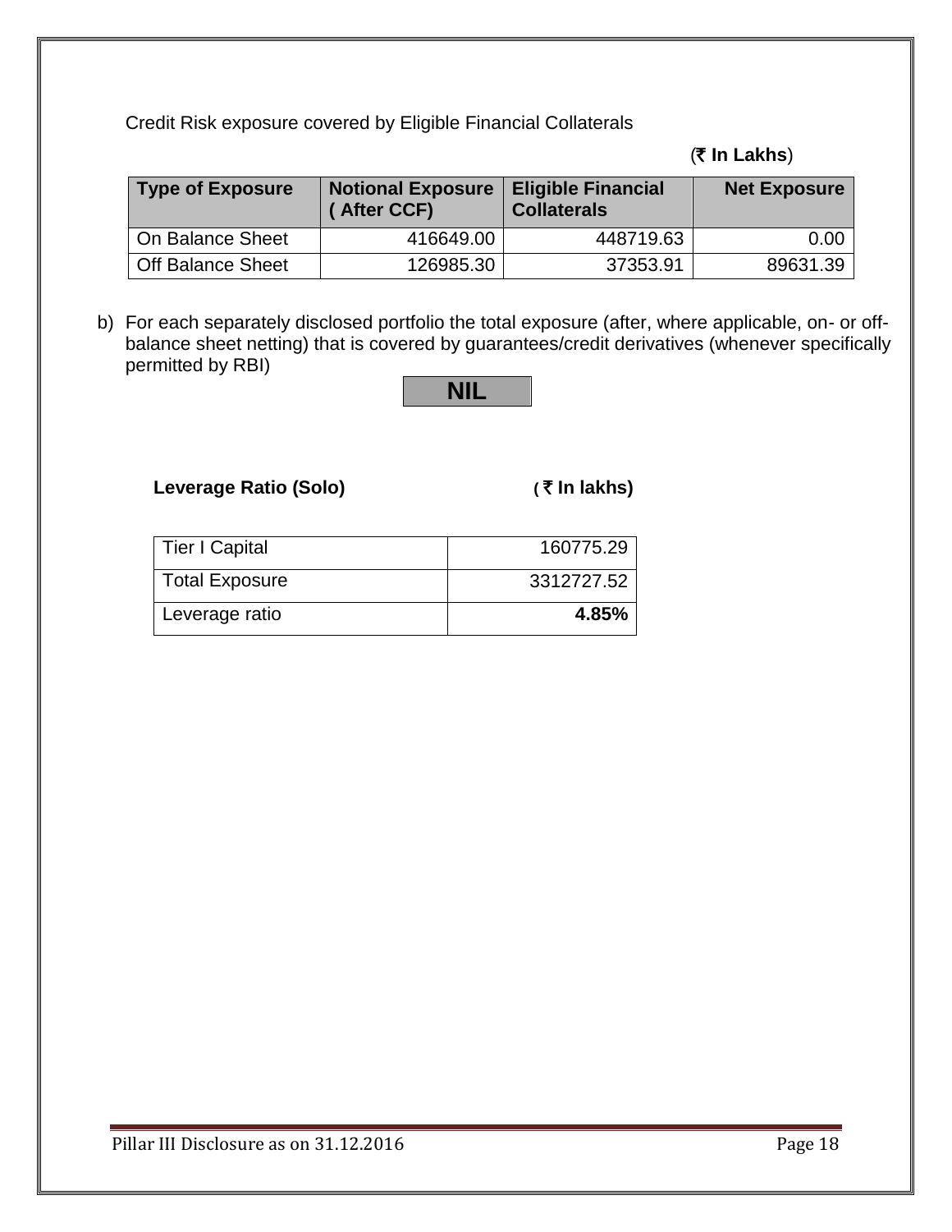Credit Risk exposure covered by Eligible Financial Collaterals

(**₹ In Lakhs**)

| Type of Exposure | Notional Exposure ( After CCF) | Eligible Financial Collaterals | Net Exposure |
|---|---|---|---|
| On Balance Sheet | 416649.00 | 448719.63 | 0.00 |
| Off Balance Sheet | 126985.30 | 37353.91 | 89631.39 |

b) For each separately disclosed portfolio the total exposure (after, where applicable, on- or off-balance sheet netting) that is covered by guarantees/credit derivatives (whenever specifically permitted by RBI)

**NIL**

**Leverage Ratio (Solo)** **( ₹ In lakhs)**

| | |
|---|---|
| Tier I Capital | 160775.29 |
| Total Exposure | 3312727.52 |
| Leverage ratio | **4.85%** |